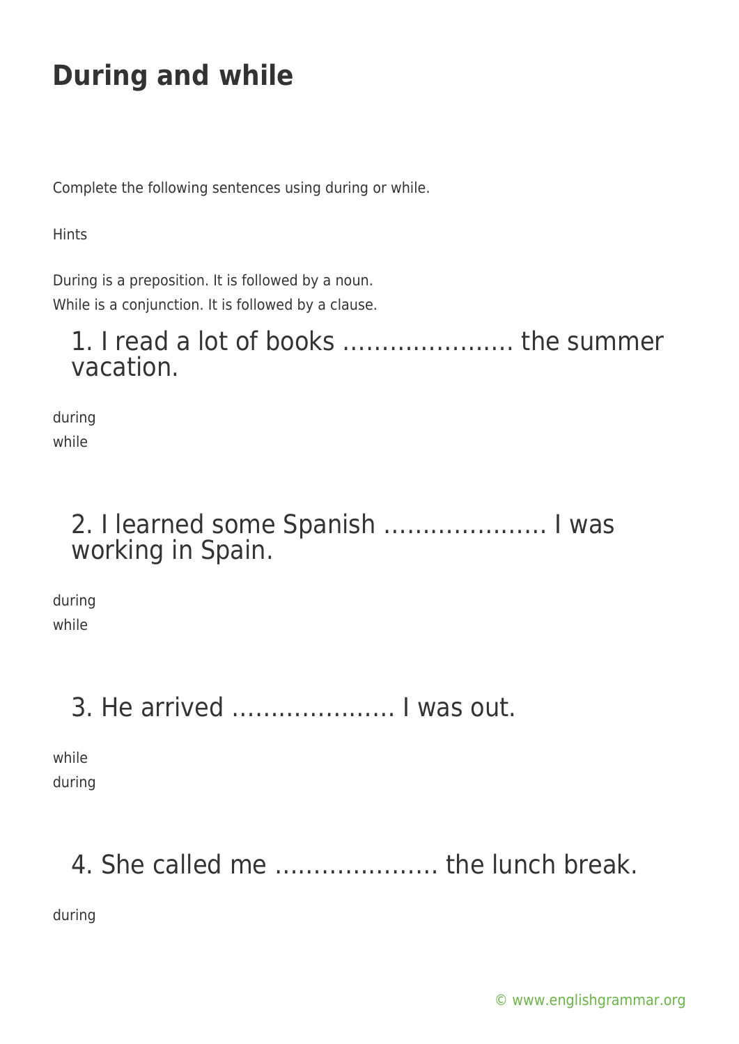# During and while

Complete the following sentences using during or while.

Hints

During is a preposition. It is followed by a noun.
While is a conjunction. It is followed by a clause.

## 1. I read a lot of books …………………. the summer vacation.

during
while

## 2. I learned some Spanish ………………… I was working in Spain.

during
while

## 3. He arrived ………………… I was out.

while
during

## 4. She called me ………………… the lunch break.

during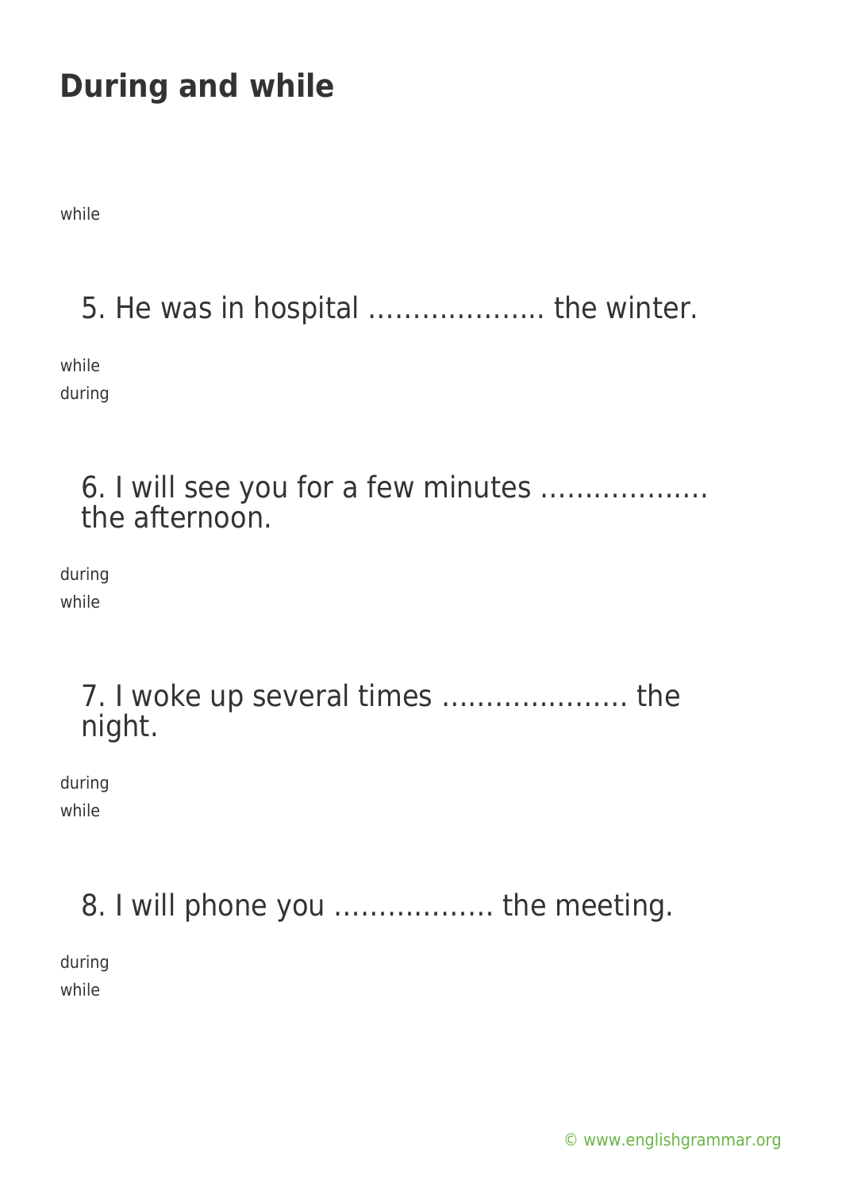# During and while

while

5. He was in hospital ……………….. the winter.

while
during

6. I will see you for a few minutes ………………. the afternoon.

during
while

7. I woke up several times ………………… the night.

during
while

8. I will phone you ……………… the meeting.

during
while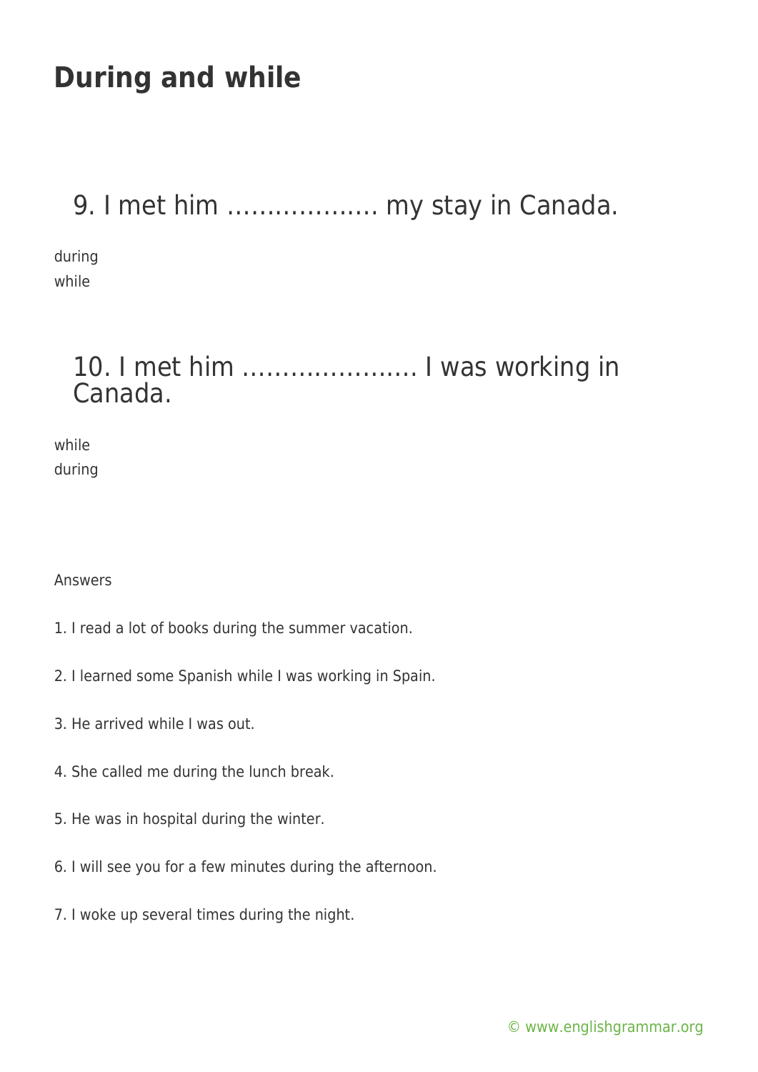# During and while

## 9. I met him ………………. my stay in Canada.

during
while

## 10. I met him …………………. I was working in Canada.

while
during

Answers

1. I read a lot of books during the summer vacation.

2. I learned some Spanish while I was working in Spain.

3. He arrived while I was out.

4. She called me during the lunch break.

5. He was in hospital during the winter.

6. I will see you for a few minutes during the afternoon.

7. I woke up several times during the night.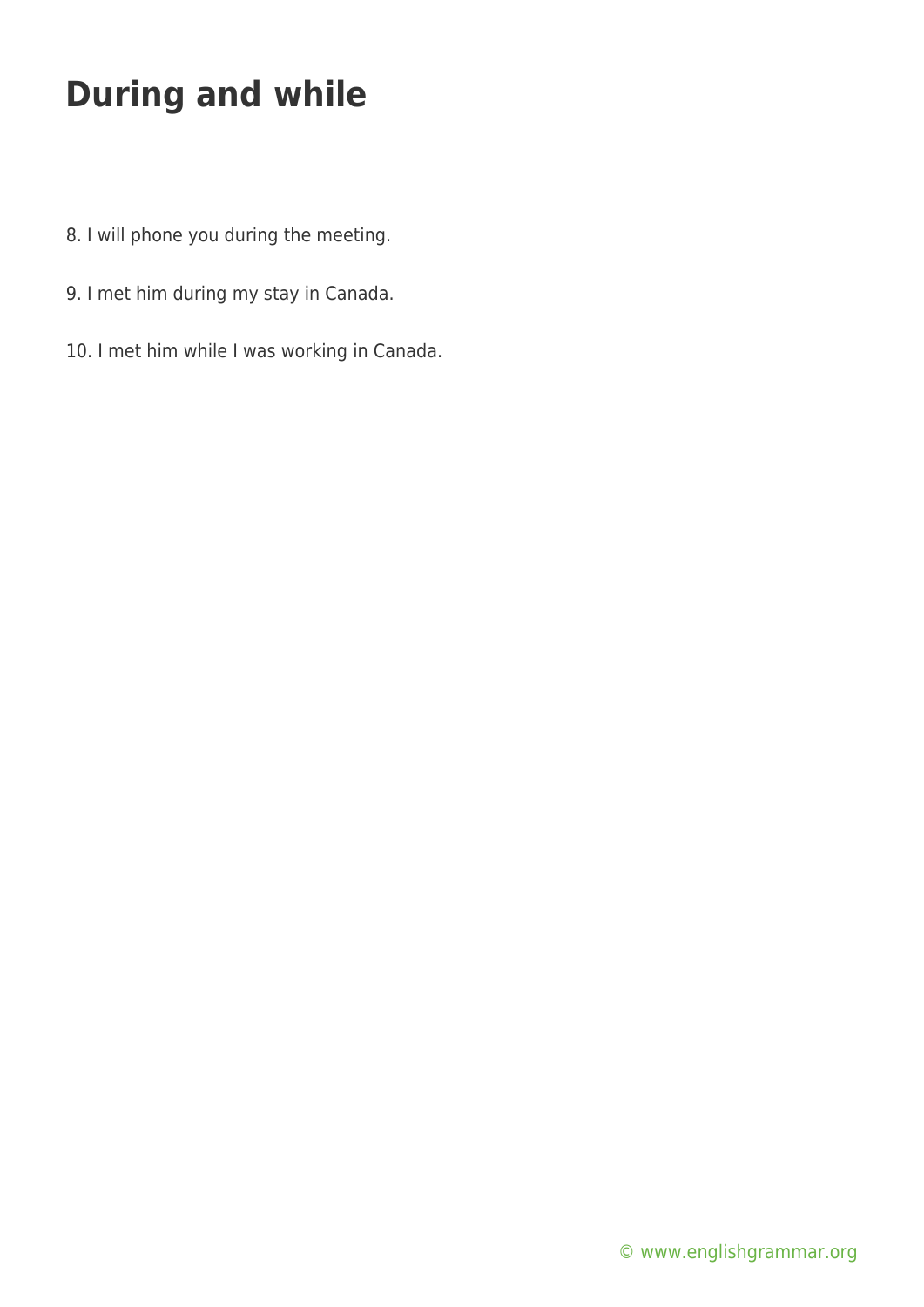8. I will phone you during the meeting.

9. I met him during my stay in Canada.

10. I met him while I was working in Canada.